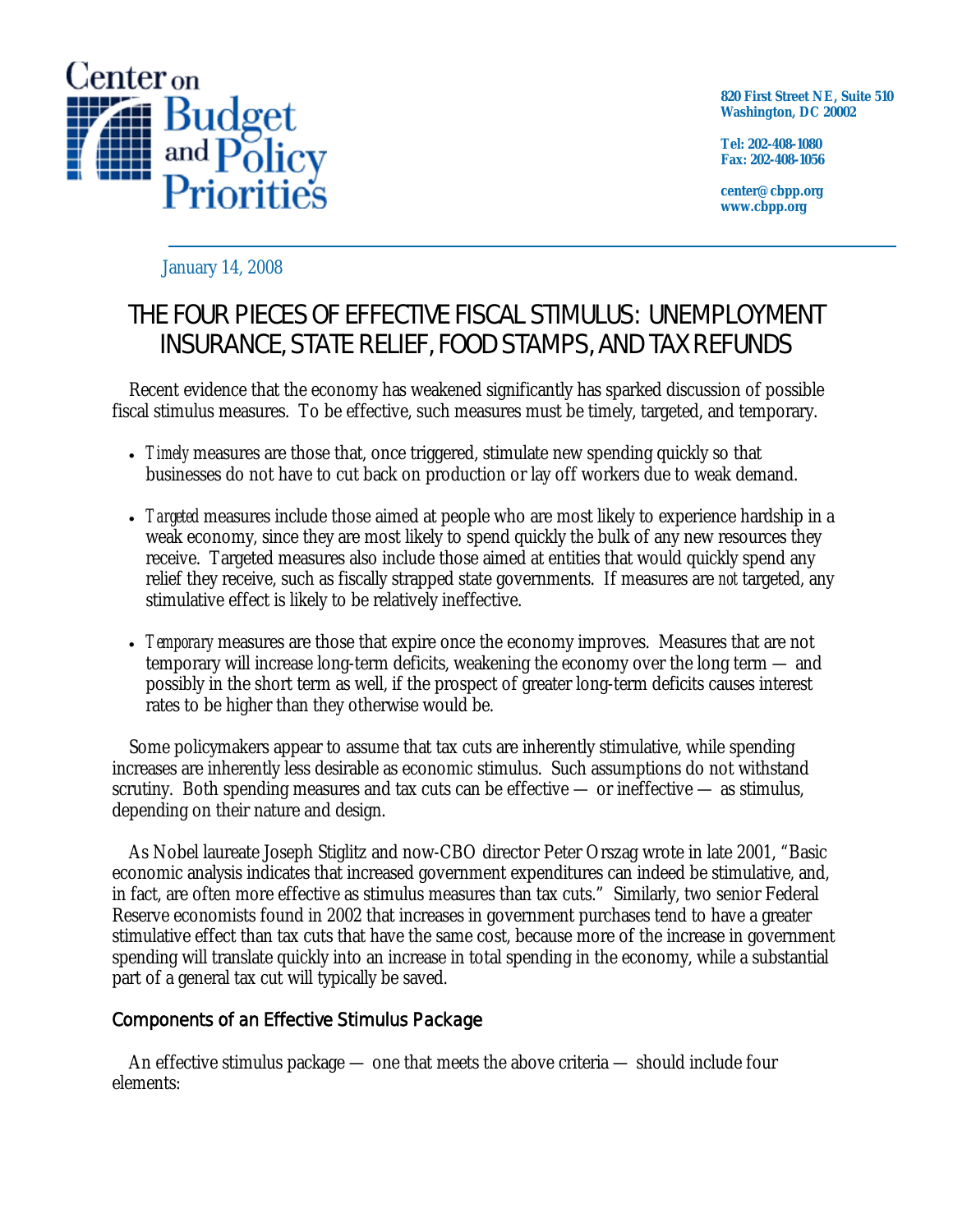Center on Budget and Policy Priorities

820 First Street NE, Suite 510
Washington, DC 20002

Tel: 202-408-1080
Fax: 202-408-1056

center@cbpp.org
www.cbpp.org

January 14, 2008

# THE FOUR PIECES OF EFFECTIVE FISCAL STIMULUS: UNEMPLOYMENT INSURANCE, STATE RELIEF, FOOD STAMPS, AND TAX REFUNDS

Recent evidence that the economy has weakened significantly has sparked discussion of possible fiscal stimulus measures. To be effective, such measures must be timely, targeted, and temporary.

- *Timely* measures are those that, once triggered, stimulate new spending quickly so that businesses do not have to cut back on production or lay off workers due to weak demand.
- *Targeted* measures include those aimed at people who are most likely to experience hardship in a weak economy, since they are most likely to spend quickly the bulk of any new resources they receive. Targeted measures also include those aimed at entities that would quickly spend any relief they receive, such as fiscally strapped state governments. If measures are *not* targeted, any stimulative effect is likely to be relatively ineffective.
- *Temporary* measures are those that expire once the economy improves. Measures that are not temporary will increase long-term deficits, weakening the economy over the long term — and possibly in the short term as well, if the prospect of greater long-term deficits causes interest rates to be higher than they otherwise would be.

Some policymakers appear to assume that tax cuts are inherently stimulative, while spending increases are inherently less desirable as economic stimulus. Such assumptions do not withstand scrutiny. Both spending measures and tax cuts can be effective — or ineffective — as stimulus, depending on their nature and design.

As Nobel laureate Joseph Stiglitz and now-CBO director Peter Orszag wrote in late 2001, "Basic economic analysis indicates that increased government expenditures can indeed be stimulative, and, in fact, are often more effective as stimulus measures than tax cuts." Similarly, two senior Federal Reserve economists found in 2002 that increases in government purchases tend to have a greater stimulative effect than tax cuts that have the same cost, because more of the increase in government spending will translate quickly into an increase in total spending in the economy, while a substantial part of a general tax cut will typically be saved.

## Components of an Effective Stimulus Package

An effective stimulus package — one that meets the above criteria — should include four elements: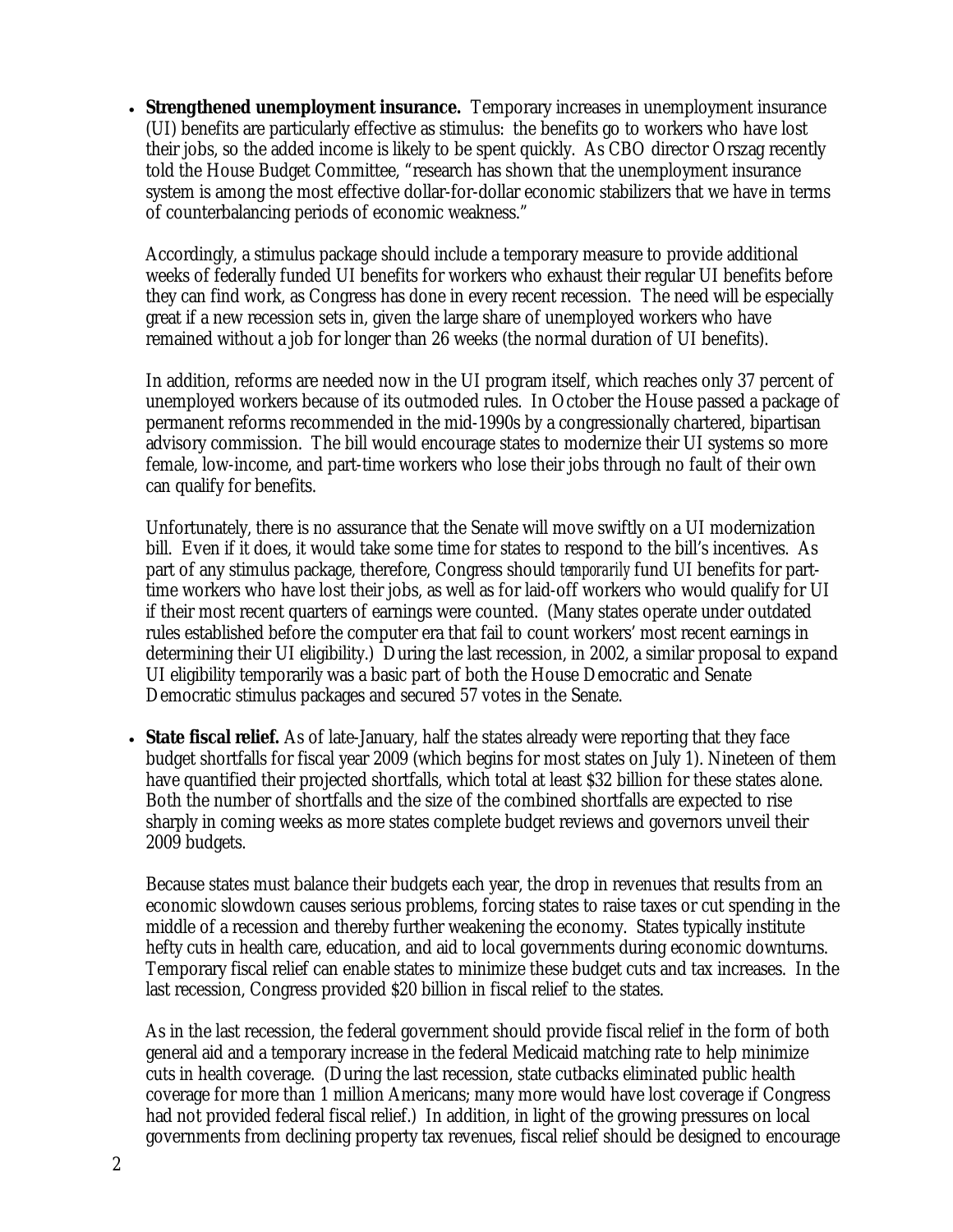- **Strengthened unemployment insurance.** Temporary increases in unemployment insurance (UI) benefits are particularly effective as stimulus: the benefits go to workers who have lost their jobs, so the added income is likely to be spent quickly. As CBO director Orszag recently told the House Budget Committee, "research has shown that the unemployment insurance system is among the most effective dollar-for-dollar economic stabilizers that we have in terms of counterbalancing periods of economic weakness."

  Accordingly, a stimulus package should include a temporary measure to provide additional weeks of federally funded UI benefits for workers who exhaust their regular UI benefits before they can find work, as Congress has done in every recent recession. The need will be especially great if a new recession sets in, given the large share of unemployed workers who have remained without a job for longer than 26 weeks (the normal duration of UI benefits).

  In addition, reforms are needed now in the UI program itself, which reaches only 37 percent of unemployed workers because of its outmoded rules. In October the House passed a package of permanent reforms recommended in the mid-1990s by a congressionally chartered, bipartisan advisory commission. The bill would encourage states to modernize their UI systems so more female, low-income, and part-time workers who lose their jobs through no fault of their own can qualify for benefits.

  Unfortunately, there is no assurance that the Senate will move swiftly on a UI modernization bill. Even if it does, it would take some time for states to respond to the bill's incentives. As part of any stimulus package, therefore, Congress should *temporarily* fund UI benefits for part-time workers who have lost their jobs, as well as for laid-off workers who would qualify for UI if their most recent quarters of earnings were counted. (Many states operate under outdated rules established before the computer era that fail to count workers' most recent earnings in determining their UI eligibility.) During the last recession, in 2002, a similar proposal to expand UI eligibility temporarily was a basic part of both the House Democratic and Senate Democratic stimulus packages and secured 57 votes in the Senate.

- **State fiscal relief.** As of late-January, half the states already were reporting that they face budget shortfalls for fiscal year 2009 (which begins for most states on July 1). Nineteen of them have quantified their projected shortfalls, which total at least $32 billion for these states alone. Both the number of shortfalls and the size of the combined shortfalls are expected to rise sharply in coming weeks as more states complete budget reviews and governors unveil their 2009 budgets.

  Because states must balance their budgets each year, the drop in revenues that results from an economic slowdown causes serious problems, forcing states to raise taxes or cut spending in the middle of a recession and thereby further weakening the economy. States typically institute hefty cuts in health care, education, and aid to local governments during economic downturns. Temporary fiscal relief can enable states to minimize these budget cuts and tax increases. In the last recession, Congress provided $20 billion in fiscal relief to the states.

  As in the last recession, the federal government should provide fiscal relief in the form of both general aid and a temporary increase in the federal Medicaid matching rate to help minimize cuts in health coverage. (During the last recession, state cutbacks eliminated public health coverage for more than 1 million Americans; many more would have lost coverage if Congress had not provided federal fiscal relief.) In addition, in light of the growing pressures on local governments from declining property tax revenues, fiscal relief should be designed to encourage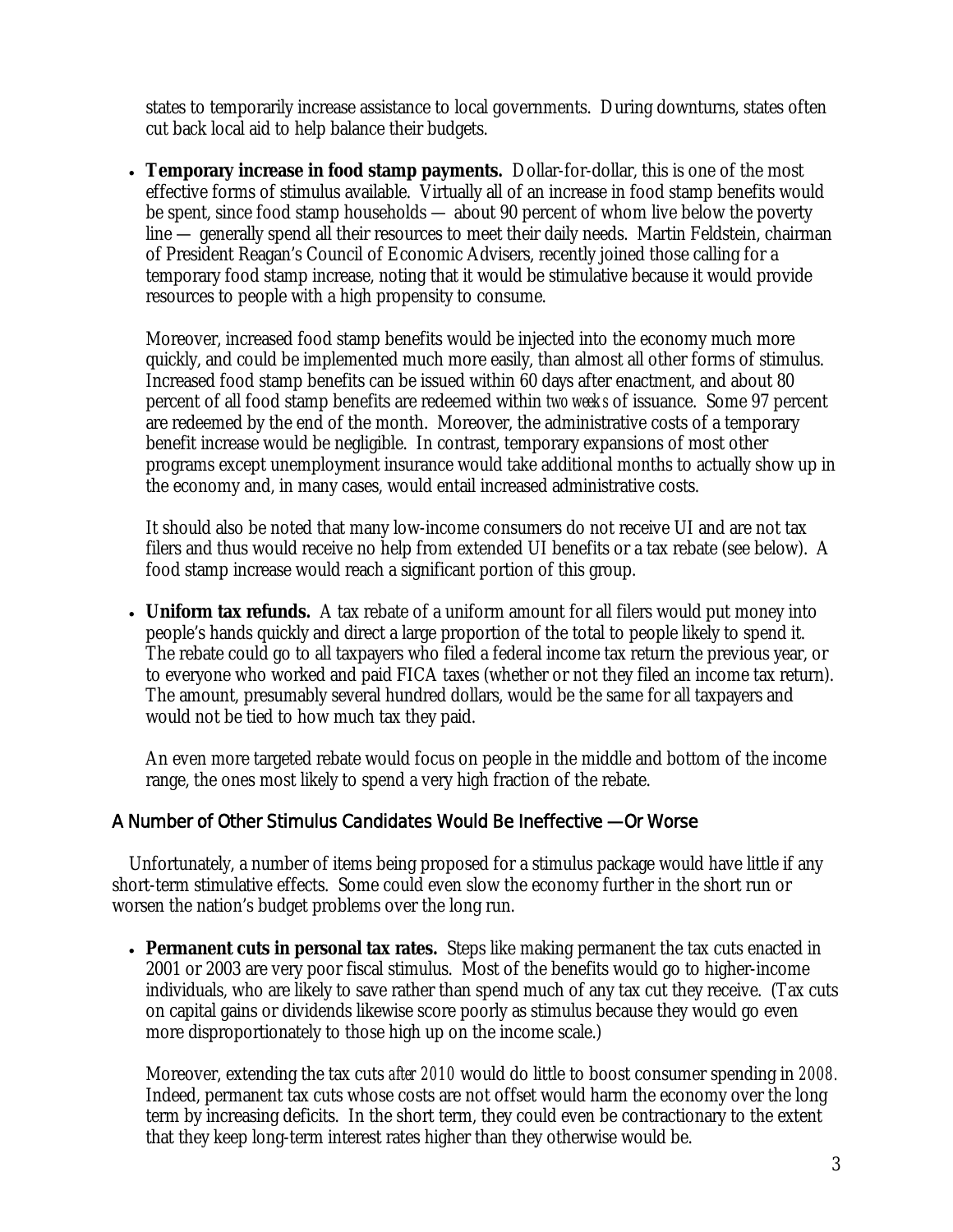states to temporarily increase assistance to local governments. During downturns, states often cut back local aid to help balance their budgets.

- **Temporary increase in food stamp payments.** Dollar-for-dollar, this is one of the most effective forms of stimulus available. Virtually all of an increase in food stamp benefits would be spent, since food stamp households — about 90 percent of whom live below the poverty line — generally spend all their resources to meet their daily needs. Martin Feldstein, chairman of President Reagan's Council of Economic Advisers, recently joined those calling for a temporary food stamp increase, noting that it would be stimulative because it would provide resources to people with a high propensity to consume.

  Moreover, increased food stamp benefits would be injected into the economy much more quickly, and could be implemented much more easily, than almost all other forms of stimulus. Increased food stamp benefits can be issued within 60 days after enactment, and about 80 percent of all food stamp benefits are redeemed within *two weeks* of issuance. Some 97 percent are redeemed by the end of the month. Moreover, the administrative costs of a temporary benefit increase would be negligible. In contrast, temporary expansions of most other programs except unemployment insurance would take additional months to actually show up in the economy and, in many cases, would entail increased administrative costs.

  It should also be noted that many low-income consumers do not receive UI and are not tax filers and thus would receive no help from extended UI benefits or a tax rebate (see below). A food stamp increase would reach a significant portion of this group.

- **Uniform tax refunds.** A tax rebate of a uniform amount for all filers would put money into people's hands quickly and direct a large proportion of the total to people likely to spend it. The rebate could go to all taxpayers who filed a federal income tax return the previous year, or to everyone who worked and paid FICA taxes (whether or not they filed an income tax return). The amount, presumably several hundred dollars, would be the same for all taxpayers and would not be tied to how much tax they paid.

  An even more targeted rebate would focus on people in the middle and bottom of the income range, the ones most likely to spend a very high fraction of the rebate.

## A Number of Other Stimulus Candidates Would Be Ineffective — Or Worse

Unfortunately, a number of items being proposed for a stimulus package would have little if any short-term stimulative effects. Some could even slow the economy further in the short run or worsen the nation's budget problems over the long run.

- **Permanent cuts in personal tax rates.** Steps like making permanent the tax cuts enacted in 2001 or 2003 are very poor fiscal stimulus. Most of the benefits would go to higher-income individuals, who are likely to save rather than spend much of any tax cut they receive. (Tax cuts on capital gains or dividends likewise score poorly as stimulus because they would go even more disproportionately to those high up on the income scale.)

  Moreover, extending the tax cuts *after 2010* would do little to boost consumer spending in *2008*. Indeed, permanent tax cuts whose costs are not offset would harm the economy over the long term by increasing deficits. In the short term, they could even be contractionary to the extent that they keep long-term interest rates higher than they otherwise would be.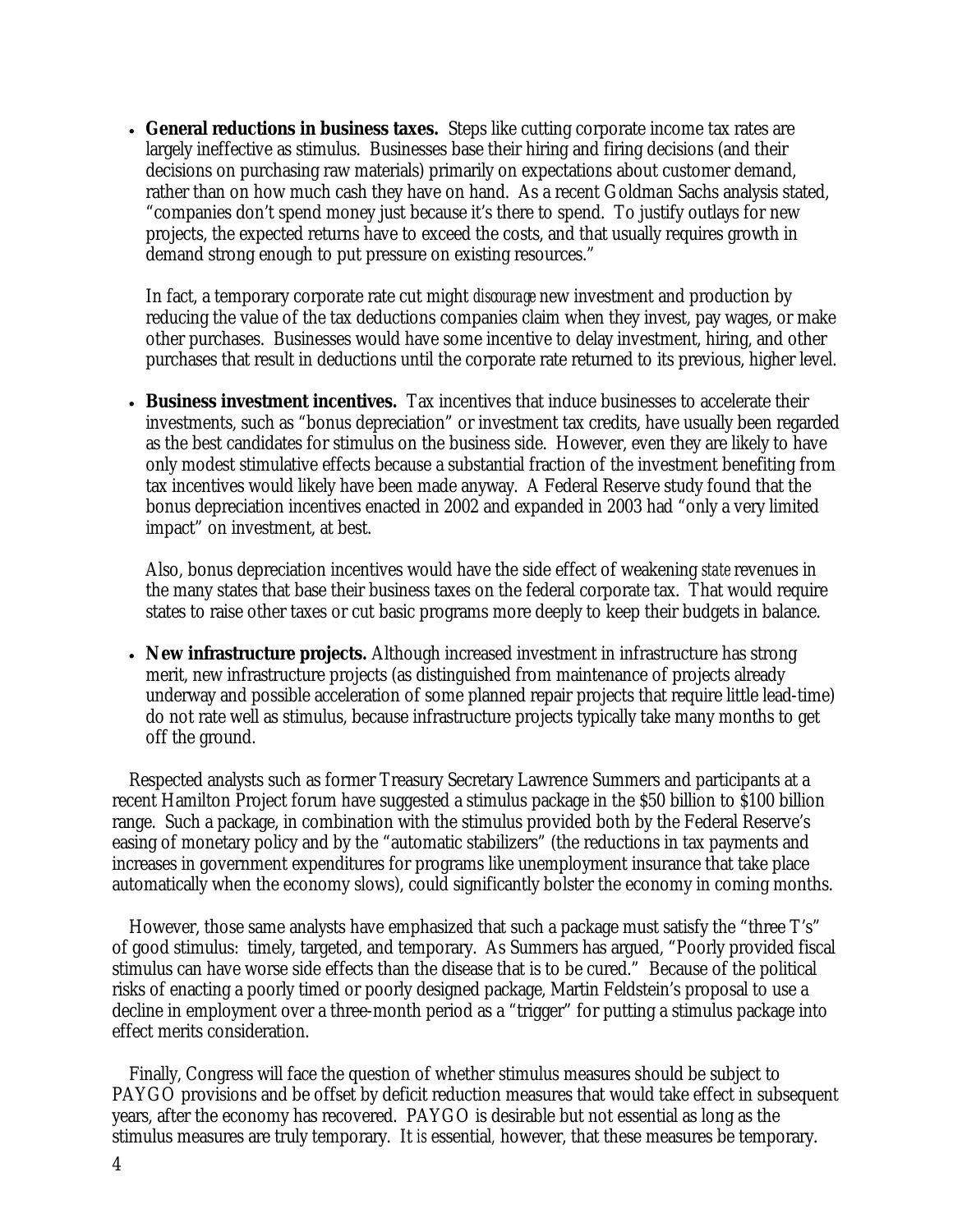- **General reductions in business taxes.** Steps like cutting corporate income tax rates are largely ineffective as stimulus. Businesses base their hiring and firing decisions (and their decisions on purchasing raw materials) primarily on expectations about customer demand, rather than on how much cash they have on hand. As a recent Goldman Sachs analysis stated, "companies don't spend money just because it's there to spend. To justify outlays for new projects, the expected returns have to exceed the costs, and that usually requires growth in demand strong enough to put pressure on existing resources."

  In fact, a temporary corporate rate cut might *discourage* new investment and production by reducing the value of the tax deductions companies claim when they invest, pay wages, or make other purchases. Businesses would have some incentive to delay investment, hiring, and other purchases that result in deductions until the corporate rate returned to its previous, higher level.

- **Business investment incentives.** Tax incentives that induce businesses to accelerate their investments, such as "bonus depreciation" or investment tax credits, have usually been regarded as the best candidates for stimulus on the business side. However, even they are likely to have only modest stimulative effects because a substantial fraction of the investment benefiting from tax incentives would likely have been made anyway. A Federal Reserve study found that the bonus depreciation incentives enacted in 2002 and expanded in 2003 had "only a very limited impact" on investment, at best.

  Also, bonus depreciation incentives would have the side effect of weakening *state* revenues in the many states that base their business taxes on the federal corporate tax. That would require states to raise other taxes or cut basic programs more deeply to keep their budgets in balance.

- **New infrastructure projects.** Although increased investment in infrastructure has strong merit, new infrastructure projects (as distinguished from maintenance of projects already underway and possible acceleration of some planned repair projects that require little lead-time) do not rate well as stimulus, because infrastructure projects typically take many months to get off the ground.

Respected analysts such as former Treasury Secretary Lawrence Summers and participants at a recent Hamilton Project forum have suggested a stimulus package in the $50 billion to $100 billion range. Such a package, in combination with the stimulus provided both by the Federal Reserve's easing of monetary policy and by the "automatic stabilizers" (the reductions in tax payments and increases in government expenditures for programs like unemployment insurance that take place automatically when the economy slows), could significantly bolster the economy in coming months.

However, those same analysts have emphasized that such a package must satisfy the "three T's" of good stimulus: timely, targeted, and temporary. As Summers has argued, "Poorly provided fiscal stimulus can have worse side effects than the disease that is to be cured." Because of the political risks of enacting a poorly timed or poorly designed package, Martin Feldstein's proposal to use a decline in employment over a three-month period as a "trigger" for putting a stimulus package into effect merits consideration.

Finally, Congress will face the question of whether stimulus measures should be subject to PAYGO provisions and be offset by deficit reduction measures that would take effect in subsequent years, after the economy has recovered. PAYGO is desirable but not essential as long as the stimulus measures are truly temporary. It *is* essential, however, that these measures be temporary.